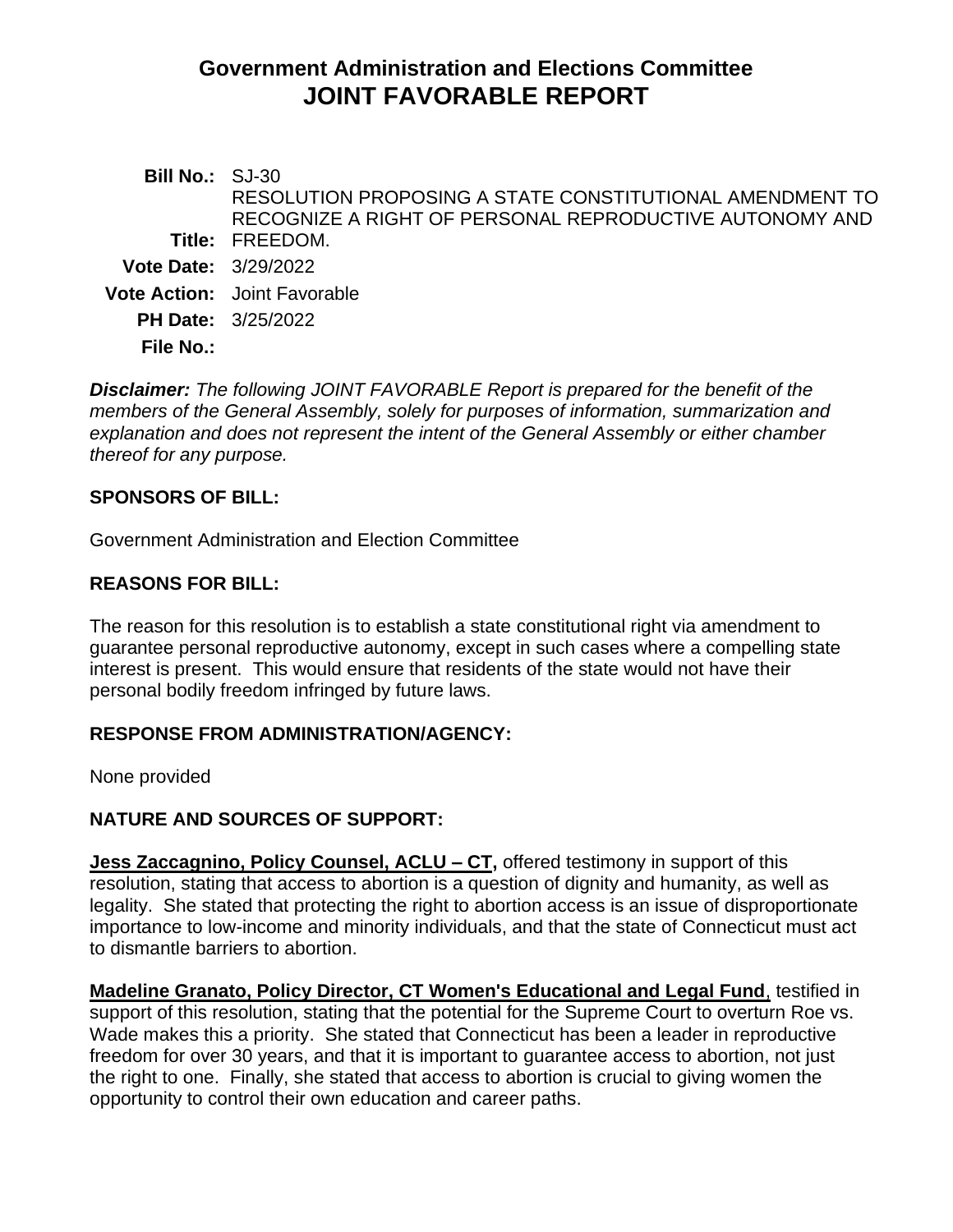# Government Administration and Elections Committee
# JOINT FAVORABLE REPORT

**Bill No.:** SJ-30

**Title:** RESOLUTION PROPOSING A STATE CONSTITUTIONAL AMENDMENT TO RECOGNIZE A RIGHT OF PERSONAL REPRODUCTIVE AUTONOMY AND FREEDOM.

**Vote Date:** 3/29/2022

**Vote Action:** Joint Favorable

**PH Date:** 3/25/2022

**File No.:**

***Disclaimer:*** *The following JOINT FAVORABLE Report is prepared for the benefit of the members of the General Assembly, solely for purposes of information, summarization and explanation and does not represent the intent of the General Assembly or either chamber thereof for any purpose.*

## SPONSORS OF BILL:

Government Administration and Election Committee

## REASONS FOR BILL:

The reason for this resolution is to establish a state constitutional right via amendment to guarantee personal reproductive autonomy, except in such cases where a compelling state interest is present. This would ensure that residents of the state would not have their personal bodily freedom infringed by future laws.

## RESPONSE FROM ADMINISTRATION/AGENCY:

None provided

## NATURE AND SOURCES OF SUPPORT:

**Jess Zaccagnino, Policy Counsel, ACLU – CT,** offered testimony in support of this resolution, stating that access to abortion is a question of dignity and humanity, as well as legality. She stated that protecting the right to abortion access is an issue of disproportionate importance to low-income and minority individuals, and that the state of Connecticut must act to dismantle barriers to abortion.

**Madeline Granato, Policy Director, CT Women's Educational and Legal Fund**, testified in support of this resolution, stating that the potential for the Supreme Court to overturn Roe vs. Wade makes this a priority. She stated that Connecticut has been a leader in reproductive freedom for over 30 years, and that it is important to guarantee access to abortion, not just the right to one. Finally, she stated that access to abortion is crucial to giving women the opportunity to control their own education and career paths.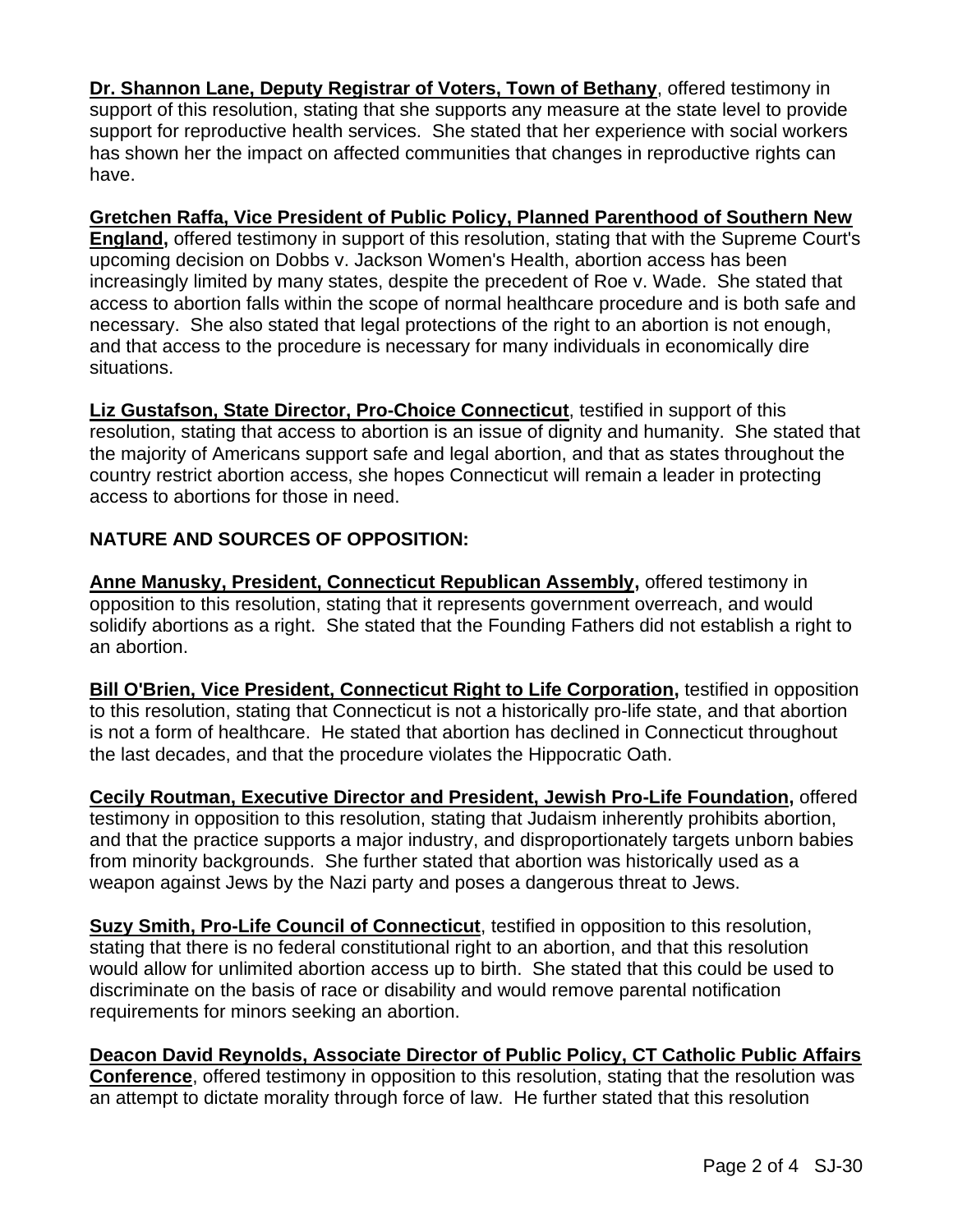**Dr. Shannon Lane, Deputy Registrar of Voters, Town of Bethany**, offered testimony in support of this resolution, stating that she supports any measure at the state level to provide support for reproductive health services. She stated that her experience with social workers has shown her the impact on affected communities that changes in reproductive rights can have.

**Gretchen Raffa, Vice President of Public Policy, Planned Parenthood of Southern New England,** offered testimony in support of this resolution, stating that with the Supreme Court's upcoming decision on Dobbs v. Jackson Women's Health, abortion access has been increasingly limited by many states, despite the precedent of Roe v. Wade. She stated that access to abortion falls within the scope of normal healthcare procedure and is both safe and necessary. She also stated that legal protections of the right to an abortion is not enough, and that access to the procedure is necessary for many individuals in economically dire situations.

**Liz Gustafson, State Director, Pro-Choice Connecticut**, testified in support of this resolution, stating that access to abortion is an issue of dignity and humanity. She stated that the majority of Americans support safe and legal abortion, and that as states throughout the country restrict abortion access, she hopes Connecticut will remain a leader in protecting access to abortions for those in need.

**NATURE AND SOURCES OF OPPOSITION:**

**Anne Manusky, President, Connecticut Republican Assembly,** offered testimony in opposition to this resolution, stating that it represents government overreach, and would solidify abortions as a right. She stated that the Founding Fathers did not establish a right to an abortion.

**Bill O'Brien, Vice President, Connecticut Right to Life Corporation,** testified in opposition to this resolution, stating that Connecticut is not a historically pro-life state, and that abortion is not a form of healthcare. He stated that abortion has declined in Connecticut throughout the last decades, and that the procedure violates the Hippocratic Oath.

**Cecily Routman, Executive Director and President, Jewish Pro-Life Foundation,** offered testimony in opposition to this resolution, stating that Judaism inherently prohibits abortion, and that the practice supports a major industry, and disproportionately targets unborn babies from minority backgrounds. She further stated that abortion was historically used as a weapon against Jews by the Nazi party and poses a dangerous threat to Jews.

**Suzy Smith, Pro-Life Council of Connecticut**, testified in opposition to this resolution, stating that there is no federal constitutional right to an abortion, and that this resolution would allow for unlimited abortion access up to birth. She stated that this could be used to discriminate on the basis of race or disability and would remove parental notification requirements for minors seeking an abortion.

**Deacon David Reynolds, Associate Director of Public Policy, CT Catholic Public Affairs Conference**, offered testimony in opposition to this resolution, stating that the resolution was an attempt to dictate morality through force of law. He further stated that this resolution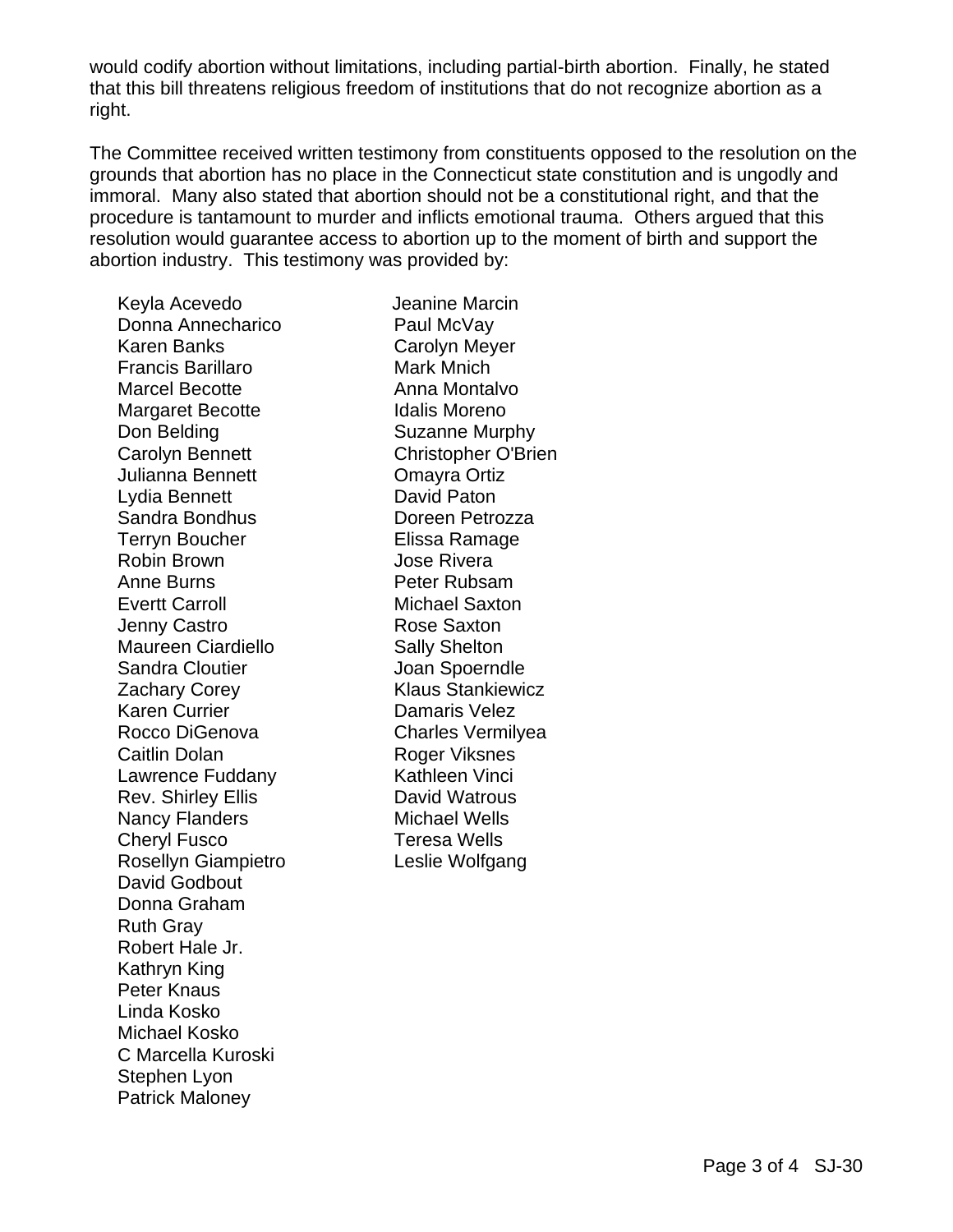would codify abortion without limitations, including partial-birth abortion. Finally, he stated that this bill threatens religious freedom of institutions that do not recognize abortion as a right.

The Committee received written testimony from constituents opposed to the resolution on the grounds that abortion has no place in the Connecticut state constitution and is ungodly and immoral. Many also stated that abortion should not be a constitutional right, and that the procedure is tantamount to murder and inflicts emotional trauma. Others argued that this resolution would guarantee access to abortion up to the moment of birth and support the abortion industry. This testimony was provided by:

Keyla Acevedo
Donna Annecharico
Karen Banks
Francis Barillaro
Marcel Becotte
Margaret Becotte
Don Belding
Carolyn Bennett
Julianna Bennett
Lydia Bennett
Sandra Bondhus
Terryn Boucher
Robin Brown
Anne Burns
Evertt Carroll
Jenny Castro
Maureen Ciardiello
Sandra Cloutier
Zachary Corey
Karen Currier
Rocco DiGenova
Caitlin Dolan
Lawrence Fuddany
Rev. Shirley Ellis
Nancy Flanders
Cheryl Fusco
Rosellyn Giampietro
David Godbout
Donna Graham
Ruth Gray
Robert Hale Jr.
Kathryn King
Peter Knaus
Linda Kosko
Michael Kosko
C Marcella Kuroski
Stephen Lyon
Patrick Maloney
Jeanine Marcin
Paul McVay
Carolyn Meyer
Mark Mnich
Anna Montalvo
Idalis Moreno
Suzanne Murphy
Christopher O'Brien
Omayra Ortiz
David Paton
Doreen Petrozza
Elissa Ramage
Jose Rivera
Peter Rubsam
Michael Saxton
Rose Saxton
Sally Shelton
Joan Spoerndle
Klaus Stankiewicz
Damaris Velez
Charles Vermilyea
Roger Viksnes
Kathleen Vinci
David Watrous
Michael Wells
Teresa Wells
Leslie Wolfgang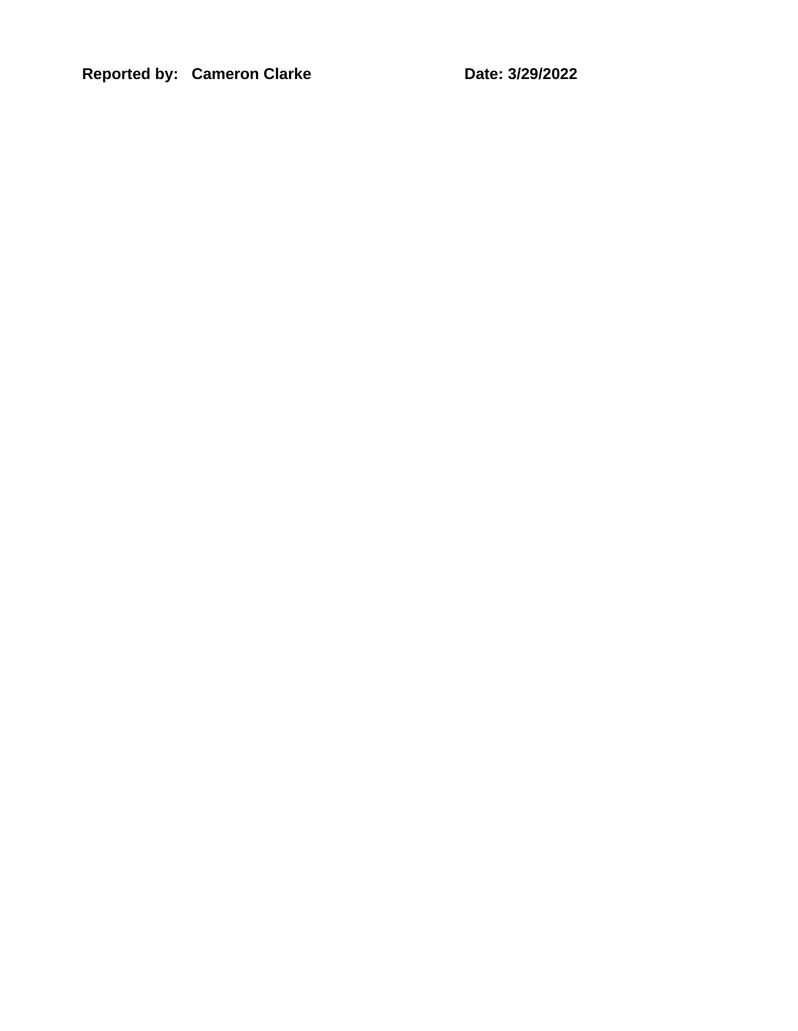**Reported by: Cameron Clarke** **Date: 3/29/2022**